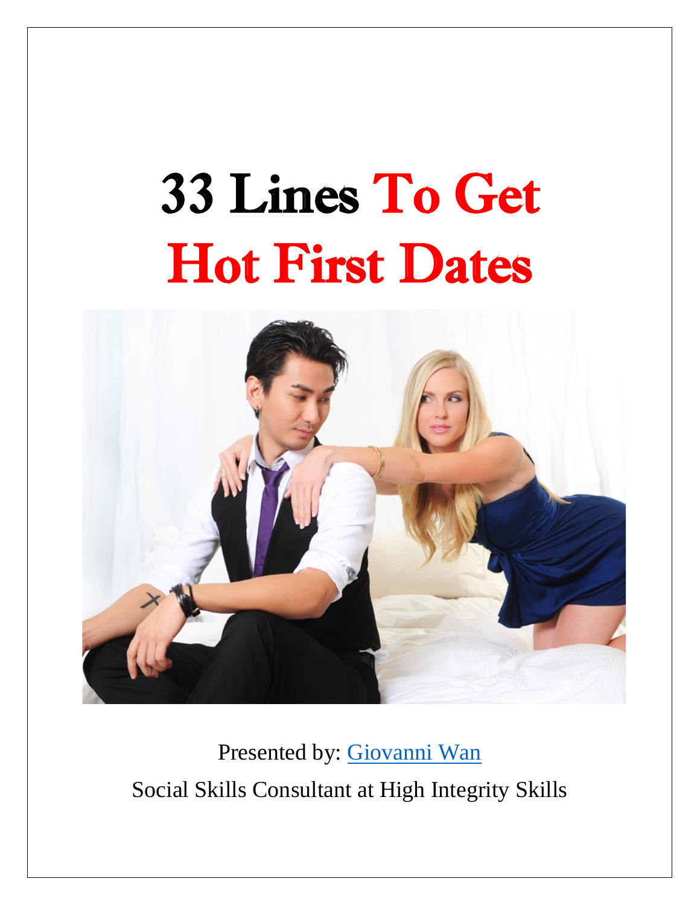# 33 Lines To Get Hot First Dates

Presented by: Giovanni Wan

Social Skills Consultant at High Integrity Skills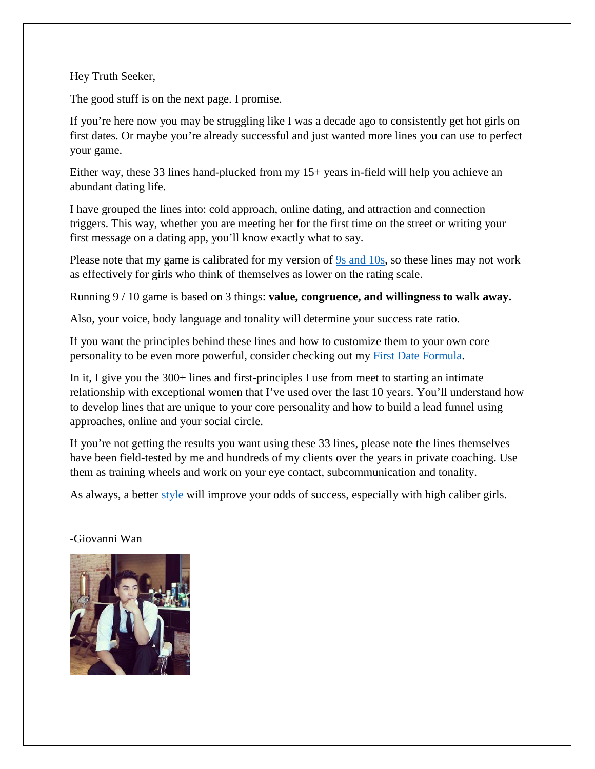Hey Truth Seeker,

The good stuff is on the next page. I promise.

If you're here now you may be struggling like I was a decade ago to consistently get hot girls on first dates. Or maybe you're already successful and just wanted more lines you can use to perfect your game.

Either way, these 33 lines hand-plucked from my 15+ years in-field will help you achieve an abundant dating life.

I have grouped the lines into: cold approach, online dating, and attraction and connection triggers. This way, whether you are meeting her for the first time on the street or writing your first message on a dating app, you'll know exactly what to say.

Please note that my game is calibrated for my version of 9s and 10s, so these lines may not work as effectively for girls who think of themselves as lower on the rating scale.

Running 9 / 10 game is based on 3 things: **value, congruence, and willingness to walk away.**

Also, your voice, body language and tonality will determine your success rate ratio.

If you want the principles behind these lines and how to customize them to your own core personality to be even more powerful, consider checking out my First Date Formula.

In it, I give you the 300+ lines and first-principles I use from meet to starting an intimate relationship with exceptional women that I've used over the last 10 years. You'll understand how to develop lines that are unique to your core personality and how to build a lead funnel using approaches, online and your social circle.

If you're not getting the results you want using these 33 lines, please note the lines themselves have been field-tested by me and hundreds of my clients over the years in private coaching. Use them as training wheels and work on your eye contact, subcommunication and tonality.

As always, a better style will improve your odds of success, especially with high caliber girls.

-Giovanni Wan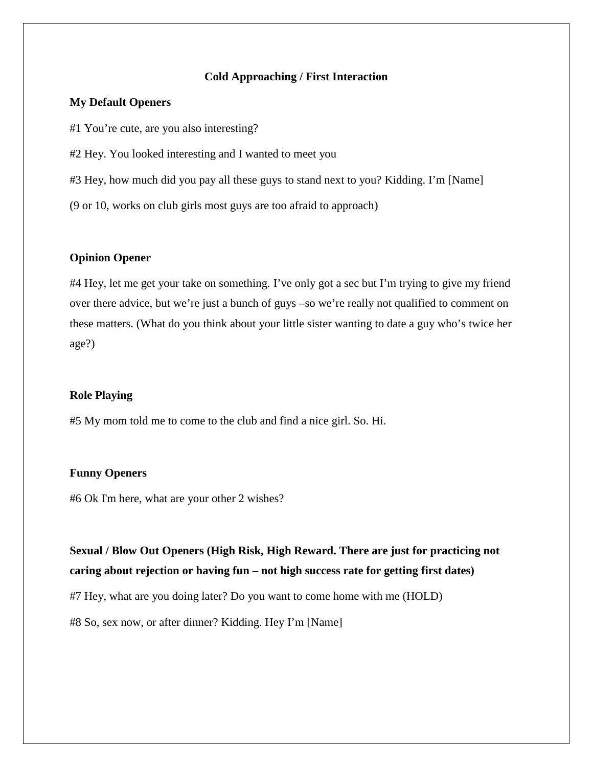## Cold Approaching / First Interaction

**My Default Openers**

#1 You're cute, are you also interesting?

#2 Hey. You looked interesting and I wanted to meet you

#3 Hey, how much did you pay all these guys to stand next to you? Kidding. I'm [Name]

(9 or 10, works on club girls most guys are too afraid to approach)

**Opinion Opener**

#4 Hey, let me get your take on something. I've only got a sec but I'm trying to give my friend over there advice, but we're just a bunch of guys –so we're really not qualified to comment on these matters. (What do you think about your little sister wanting to date a guy who's twice her age?)

**Role Playing**

#5 My mom told me to come to the club and find a nice girl. So. Hi.

**Funny Openers**

#6 Ok I'm here, what are your other 2 wishes?

**Sexual / Blow Out Openers (High Risk, High Reward. There are just for practicing not caring about rejection or having fun – not high success rate for getting first dates)**

#7 Hey, what are you doing later? Do you want to come home with me (HOLD)

#8 So, sex now, or after dinner? Kidding. Hey I'm [Name]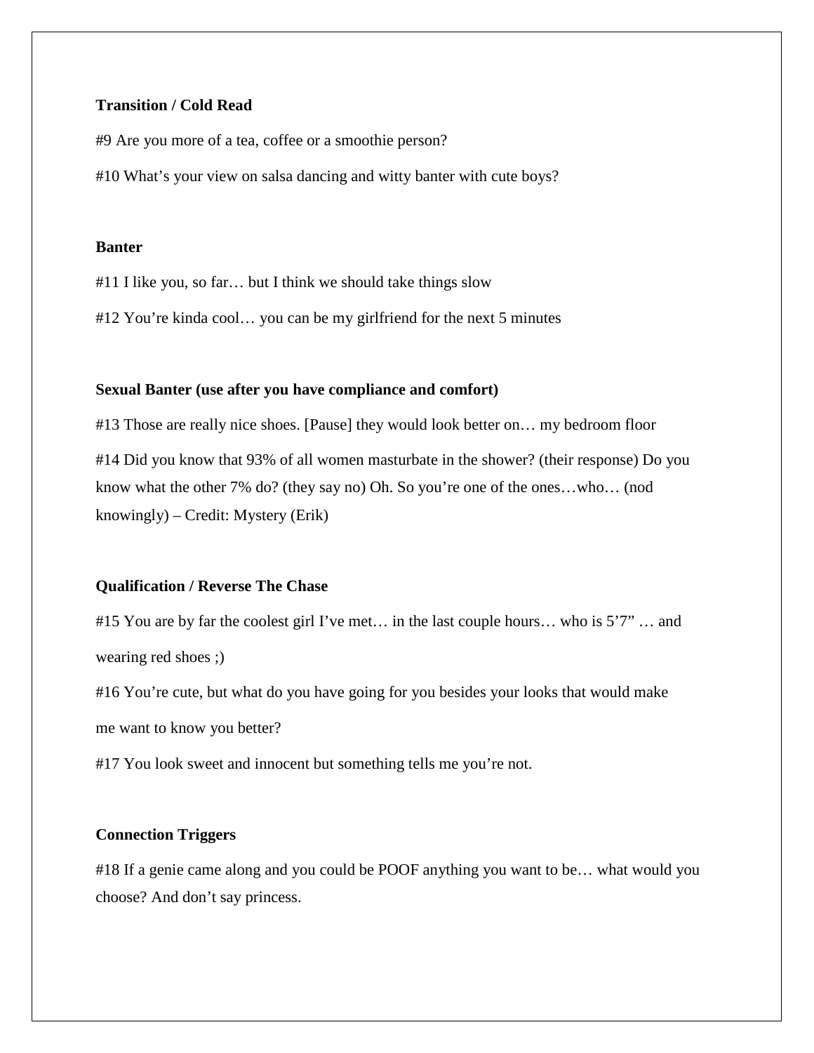**Transition / Cold Read**

#9 Are you more of a tea, coffee or a smoothie person?

#10 What's your view on salsa dancing and witty banter with cute boys?

**Banter**

#11 I like you, so far… but I think we should take things slow

#12 You're kinda cool… you can be my girlfriend for the next 5 minutes

**Sexual Banter (use after you have compliance and comfort)**

#13 Those are really nice shoes. [Pause] they would look better on… my bedroom floor

#14 Did you know that 93% of all women masturbate in the shower? (their response) Do you know what the other 7% do? (they say no) Oh. So you're one of the ones…who… (nod knowingly) – Credit: Mystery (Erik)

**Qualification / Reverse The Chase**

#15 You are by far the coolest girl I've met… in the last couple hours… who is 5'7" … and wearing red shoes ;)

#16 You're cute, but what do you have going for you besides your looks that would make me want to know you better?

#17 You look sweet and innocent but something tells me you're not.

**Connection Triggers**

#18 If a genie came along and you could be POOF anything you want to be… what would you choose? And don't say princess.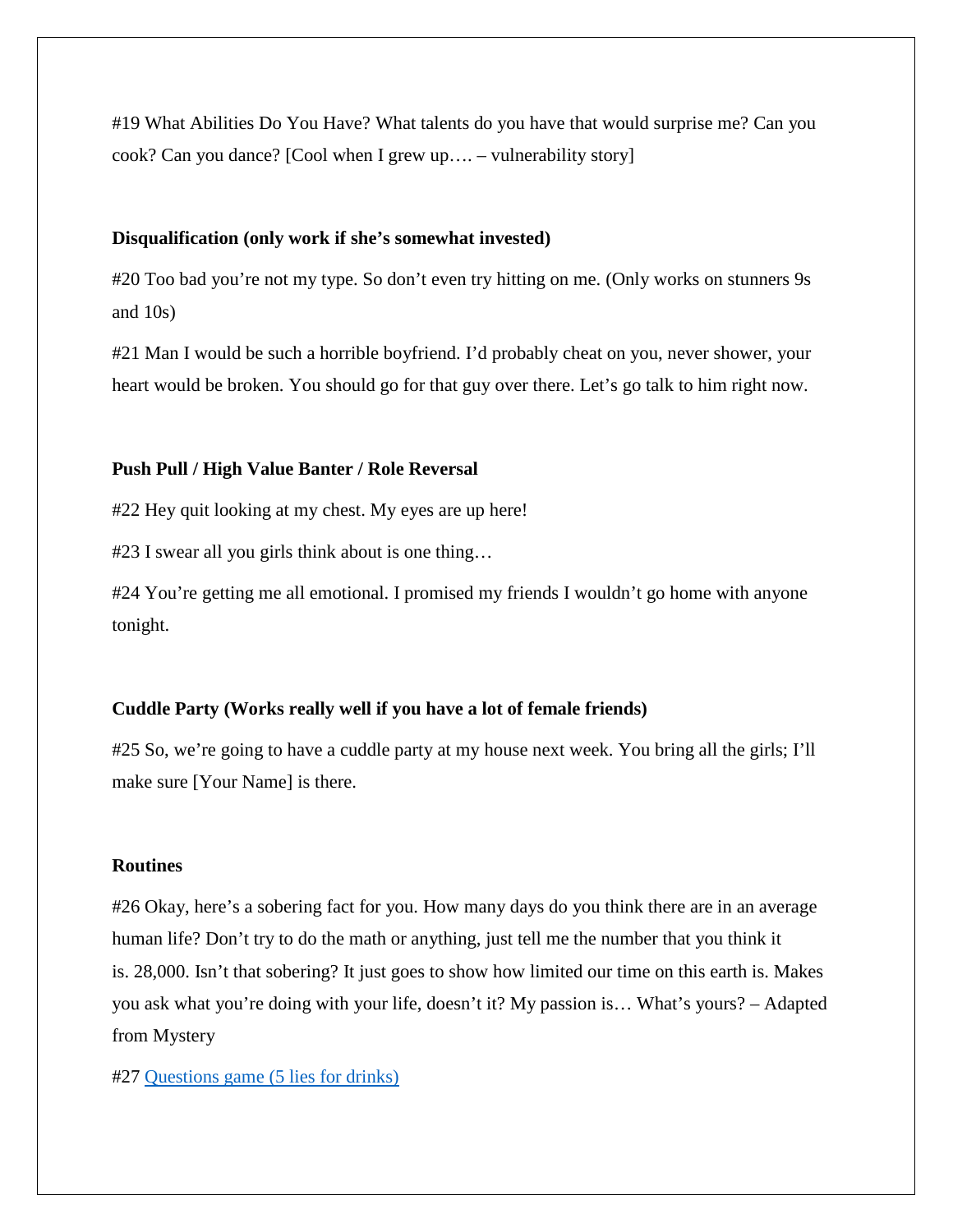#19 What Abilities Do You Have? What talents do you have that would surprise me? Can you cook? Can you dance? [Cool when I grew up…. – vulnerability story]

**Disqualification (only work if she's somewhat invested)**

#20 Too bad you're not my type. So don't even try hitting on me. (Only works on stunners 9s and 10s)

#21 Man I would be such a horrible boyfriend. I'd probably cheat on you, never shower, your heart would be broken. You should go for that guy over there. Let's go talk to him right now.

**Push Pull / High Value Banter / Role Reversal**

#22 Hey quit looking at my chest. My eyes are up here!

#23 I swear all you girls think about is one thing…

#24 You're getting me all emotional. I promised my friends I wouldn't go home with anyone tonight.

**Cuddle Party (Works really well if you have a lot of female friends)**

#25 So, we're going to have a cuddle party at my house next week. You bring all the girls; I'll make sure [Your Name] is there.

**Routines**

#26 Okay, here's a sobering fact for you. How many days do you think there are in an average human life? Don't try to do the math or anything, just tell me the number that you think it is. 28,000. Isn't that sobering? It just goes to show how limited our time on this earth is. Makes you ask what you're doing with your life, doesn't it? My passion is… What's yours? – Adapted from Mystery

#27 Questions game (5 lies for drinks)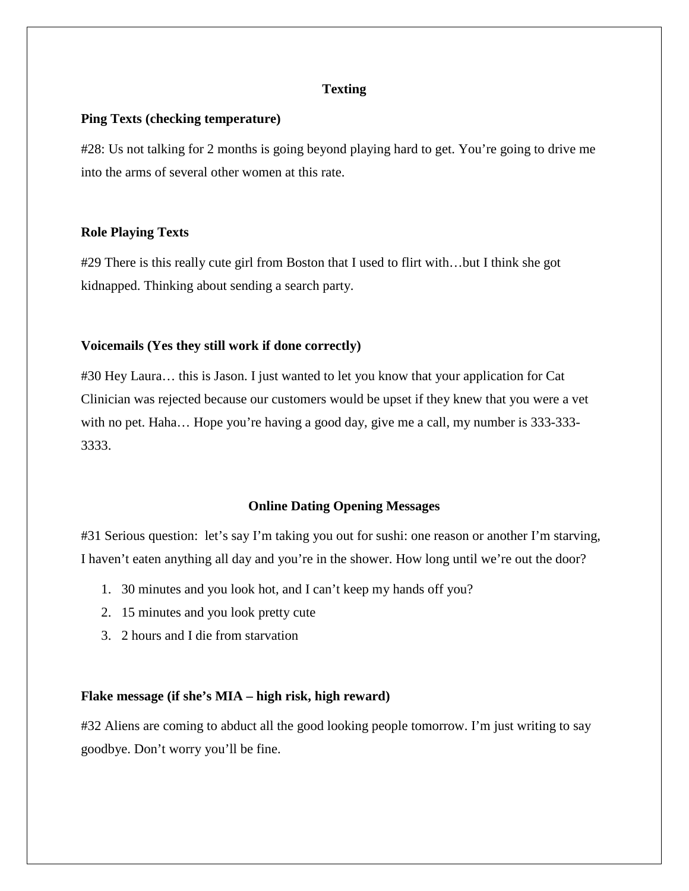## Texting

**Ping Texts (checking temperature)**

#28: Us not talking for 2 months is going beyond playing hard to get. You're going to drive me into the arms of several other women at this rate.

**Role Playing Texts**

#29 There is this really cute girl from Boston that I used to flirt with…but I think she got kidnapped. Thinking about sending a search party.

**Voicemails (Yes they still work if done correctly)**

#30 Hey Laura… this is Jason. I just wanted to let you know that your application for Cat Clinician was rejected because our customers would be upset if they knew that you were a vet with no pet. Haha… Hope you're having a good day, give me a call, my number is 333-333-3333.

## Online Dating Opening Messages

#31 Serious question: let's say I'm taking you out for sushi: one reason or another I'm starving, I haven't eaten anything all day and you're in the shower. How long until we're out the door?

1. 30 minutes and you look hot, and I can't keep my hands off you?
2. 15 minutes and you look pretty cute
3. 2 hours and I die from starvation

**Flake message (if she's MIA – high risk, high reward)**

#32 Aliens are coming to abduct all the good looking people tomorrow. I'm just writing to say goodbye. Don't worry you'll be fine.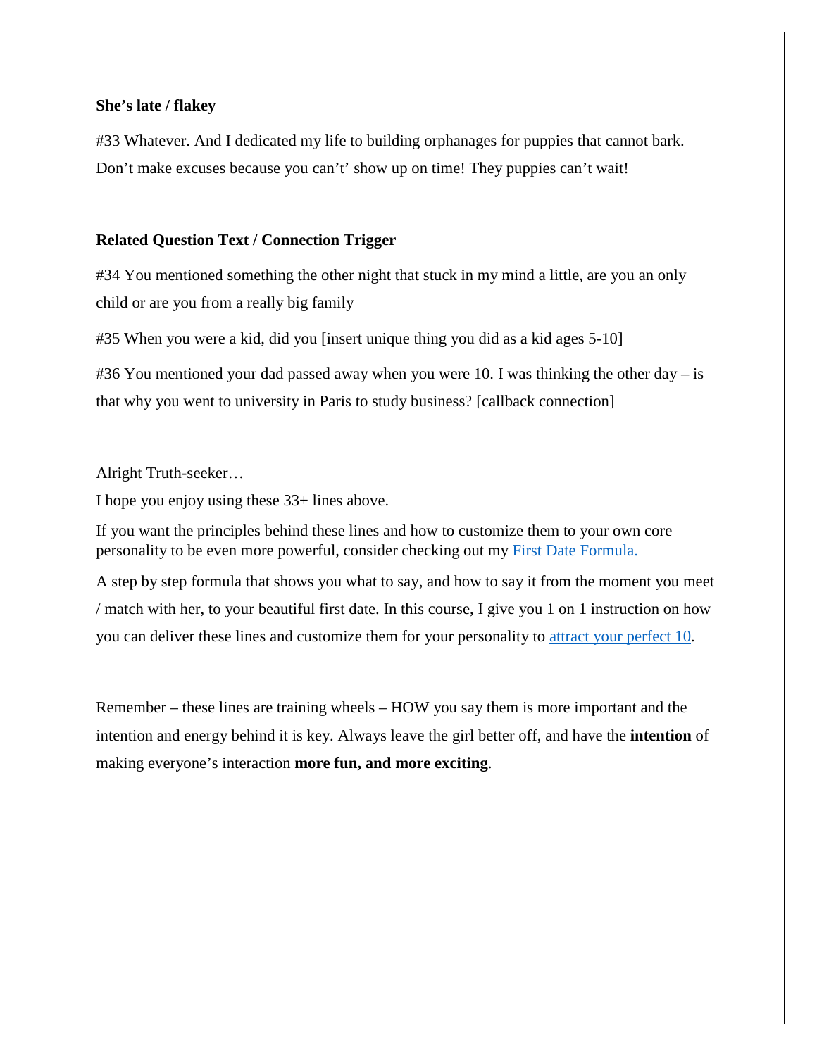**She's late / flakey**

#33 Whatever. And I dedicated my life to building orphanages for puppies that cannot bark. Don't make excuses because you can't' show up on time! They puppies can't wait!

**Related Question Text / Connection Trigger**

#34 You mentioned something the other night that stuck in my mind a little, are you an only child or are you from a really big family

#35 When you were a kid, did you [insert unique thing you did as a kid ages 5-10]

#36 You mentioned your dad passed away when you were 10. I was thinking the other day – is that why you went to university in Paris to study business? [callback connection]

Alright Truth-seeker…

I hope you enjoy using these 33+ lines above.

If you want the principles behind these lines and how to customize them to your own core personality to be even more powerful, consider checking out my First Date Formula.

A step by step formula that shows you what to say, and how to say it from the moment you meet / match with her, to your beautiful first date. In this course, I give you 1 on 1 instruction on how you can deliver these lines and customize them for your personality to attract your perfect 10.

Remember – these lines are training wheels – HOW you say them is more important and the intention and energy behind it is key. Always leave the girl better off, and have the **intention** of making everyone's interaction **more fun, and more exciting**.